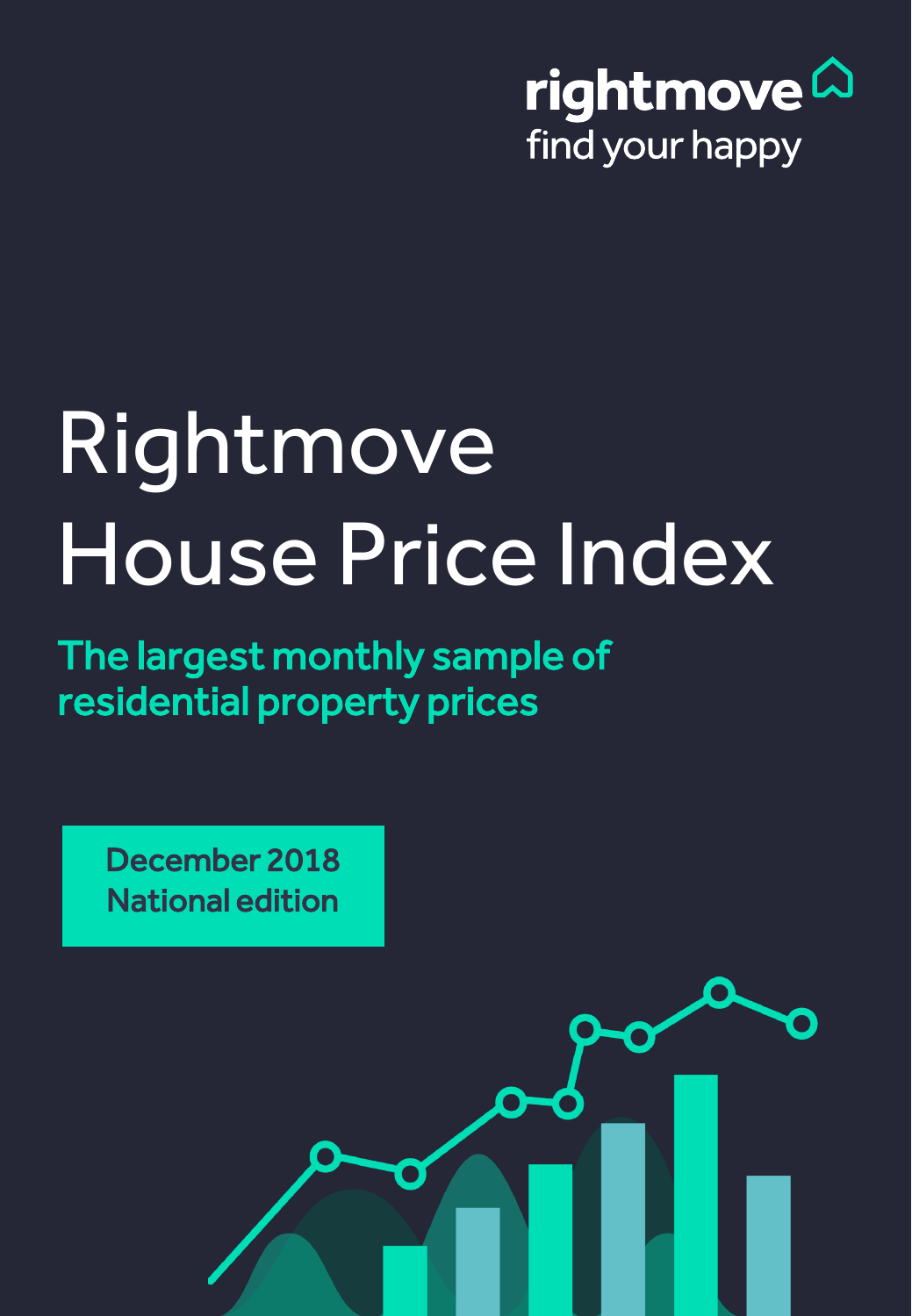rightmove
find your happy

# Rightmove House Price Index

## The largest monthly sample of residential property prices

**December 2018**
**National edition**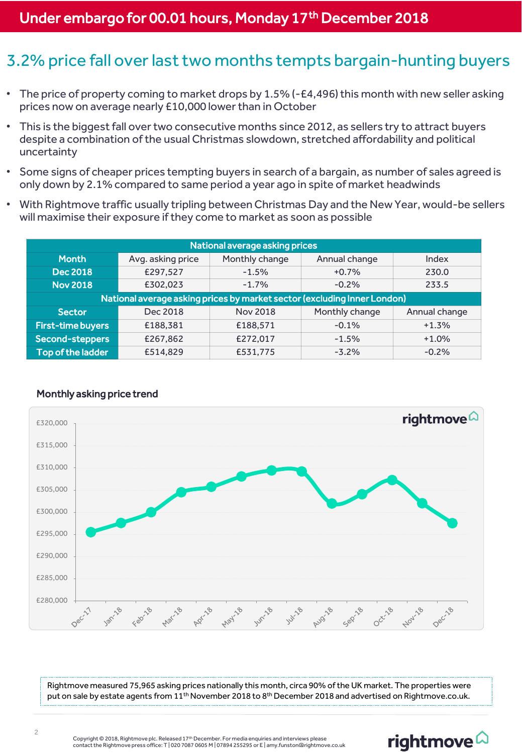**Under embargo for 00.01 hours, Monday 17th December 2018**

# 3.2% price fall over last two months tempts bargain-hunting buyers

- The price of property coming to market drops by 1.5% (-£4,496) this month with new seller asking prices now on average nearly £10,000 lower than in October
- This is the biggest fall over two consecutive months since 2012, as sellers try to attract buyers despite a combination of the usual Christmas slowdown, stretched affordability and political uncertainty
- Some signs of cheaper prices tempting buyers in search of a bargain, as number of sales agreed is only down by 2.1% compared to same period a year ago in spite of market headwinds
- With Rightmove traffic usually tripling between Christmas Day and the New Year, would-be sellers will maximise their exposure if they come to market as soon as possible

| National average asking prices | | | | |
|---|---|---|---|---|
| **Month** | Avg. asking price | Monthly change | Annual change | Index |
| **Dec 2018** | £297,527 | -1.5% | +0.7% | 230.0 |
| **Nov 2018** | £302,023 | -1.7% | -0.2% | 233.5 |
| **National average asking prices by market sector (excluding Inner London)** | | | | |
| **Sector** | Dec 2018 | Nov 2018 | Monthly change | Annual change |
| **First-time buyers** | £188,381 | £188,571 | -0.1% | +1.3% |
| **Second-steppers** | £267,862 | £272,017 | -1.5% | +1.0% |
| **Top of the ladder** | £514,829 | £531,775 | -3.2% | -0.2% |

### Monthly asking price trend

Rightmove measured 75,965 asking prices nationally this month, circa 90% of the UK market. The properties were put on sale by estate agents from 11th November 2018 to 8th December 2018 and advertised on Rightmove.co.uk.

Copyright © 2018, Rightmove plc. Released 17th December. For media enquiries and interviews please contact the Rightmove press office: T | 020 7087 0605 M | 07894 255295 or E | amy.funston@rightmove.co.uk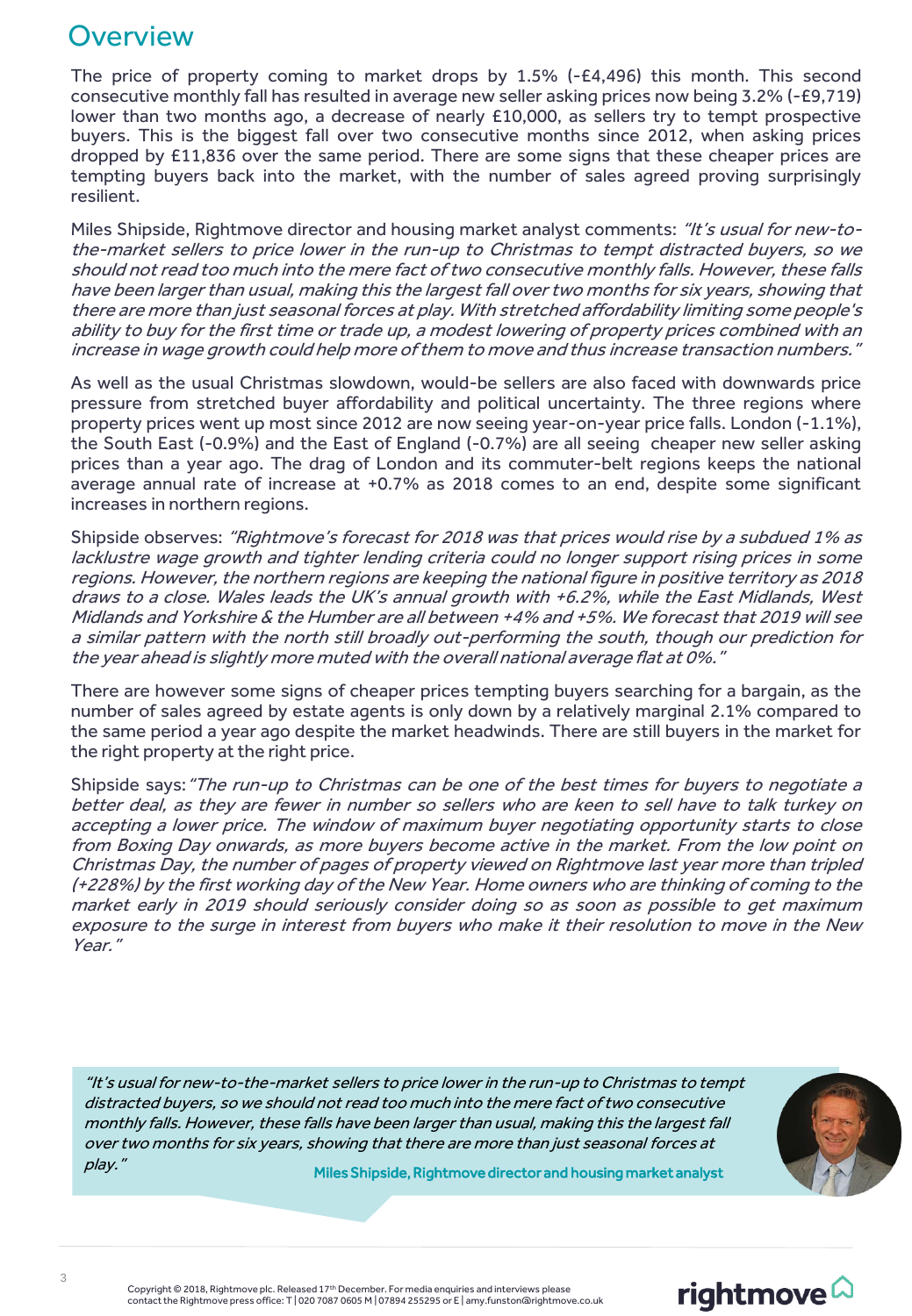# Overview

The price of property coming to market drops by 1.5% (-£4,496) this month. This second consecutive monthly fall has resulted in average new seller asking prices now being 3.2% (-£9,719) lower than two months ago, a decrease of nearly £10,000, as sellers try to tempt prospective buyers. This is the biggest fall over two consecutive months since 2012, when asking prices dropped by £11,836 over the same period. There are some signs that these cheaper prices are tempting buyers back into the market, with the number of sales agreed proving surprisingly resilient.

Miles Shipside, Rightmove director and housing market analyst comments: *"It's usual for new-to-the-market sellers to price lower in the run-up to Christmas to tempt distracted buyers, so we should not read too much into the mere fact of two consecutive monthly falls. However, these falls have been larger than usual, making this the largest fall over two months for six years, showing that there are more than just seasonal forces at play. With stretched affordability limiting some people's ability to buy for the first time or trade up, a modest lowering of property prices combined with an increase in wage growth could help more of them to move and thus increase transaction numbers."*

As well as the usual Christmas slowdown, would-be sellers are also faced with downwards price pressure from stretched buyer affordability and political uncertainty. The three regions where property prices went up most since 2012 are now seeing year-on-year price falls. London (-1.1%), the South East (-0.9%) and the East of England (-0.7%) are all seeing cheaper new seller asking prices than a year ago. The drag of London and its commuter-belt regions keeps the national average annual rate of increase at +0.7% as 2018 comes to an end, despite some significant increases in northern regions.

Shipside observes: *"Rightmove's forecast for 2018 was that prices would rise by a subdued 1% as lacklustre wage growth and tighter lending criteria could no longer support rising prices in some regions. However, the northern regions are keeping the national figure in positive territory as 2018 draws to a close. Wales leads the UK's annual growth with +6.2%, while the East Midlands, West Midlands and Yorkshire & the Humber are all between +4% and +5%. We forecast that 2019 will see a similar pattern with the north still broadly out-performing the south, though our prediction for the year ahead is slightly more muted with the overall national average flat at 0%."*

There are however some signs of cheaper prices tempting buyers searching for a bargain, as the number of sales agreed by estate agents is only down by a relatively marginal 2.1% compared to the same period a year ago despite the market headwinds. There are still buyers in the market for the right property at the right price.

Shipside says: *"The run-up to Christmas can be one of the best times for buyers to negotiate a better deal, as they are fewer in number so sellers who are keen to sell have to talk turkey on accepting a lower price. The window of maximum buyer negotiating opportunity starts to close from Boxing Day onwards, as more buyers become active in the market. From the low point on Christmas Day, the number of pages of property viewed on Rightmove last year more than tripled (+228%) by the first working day of the New Year. Home owners who are thinking of coming to the market early in 2019 should seriously consider doing so as soon as possible to get maximum exposure to the surge in interest from buyers who make it their resolution to move in the New Year."*

> *"It's usual for new-to-the-market sellers to price lower in the run-up to Christmas to tempt distracted buyers, so we should not read too much into the mere fact of two consecutive monthly falls. However, these falls have been larger than usual, making this the largest fall over two months for six years, showing that there are more than just seasonal forces at play."*
>
> **Miles Shipside, Rightmove director and housing market analyst**

Copyright © 2018, Rightmove plc. Released 17th December. For media enquiries and interviews please contact the Rightmove press office: T | 020 7087 0605 M | 07894 255295 or E | amy.funston@rightmove.co.uk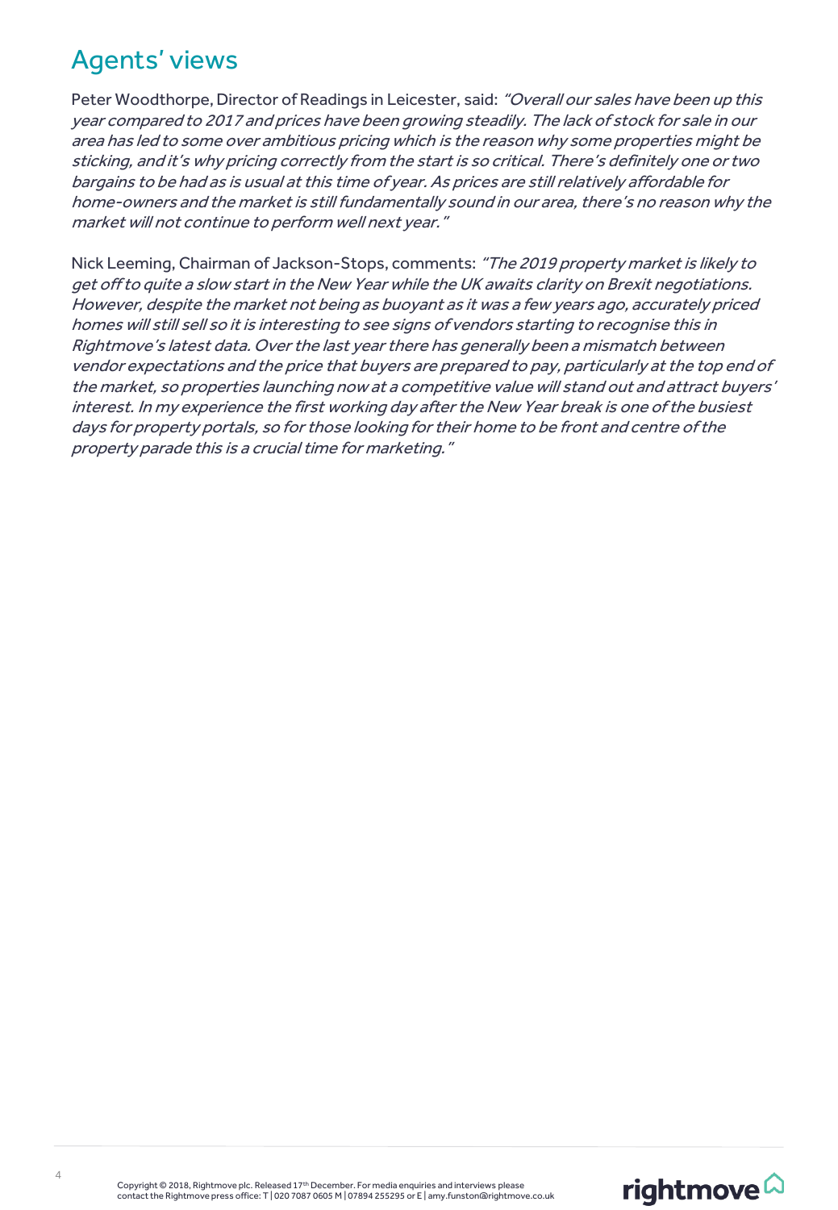## Agents' views

Peter Woodthorpe, Director of Readings in Leicester, said: *"Overall our sales have been up this year compared to 2017 and prices have been growing steadily. The lack of stock for sale in our area has led to some over ambitious pricing which is the reason why some properties might be sticking, and it's why pricing correctly from the start is so critical. There's definitely one or two bargains to be had as is usual at this time of year. As prices are still relatively affordable for home-owners and the market is still fundamentally sound in our area, there's no reason why the market will not continue to perform well next year."*

Nick Leeming, Chairman of Jackson-Stops, comments: *"The 2019 property market is likely to get off to quite a slow start in the New Year while the UK awaits clarity on Brexit negotiations. However, despite the market not being as buoyant as it was a few years ago, accurately priced homes will still sell so it is interesting to see signs of vendors starting to recognise this in Rightmove's latest data. Over the last year there has generally been a mismatch between vendor expectations and the price that buyers are prepared to pay, particularly at the top end of the market, so properties launching now at a competitive value will stand out and attract buyers' interest. In my experience the first working day after the New Year break is one of the busiest days for property portals, so for those looking for their home to be front and centre of the property parade this is a crucial time for marketing."*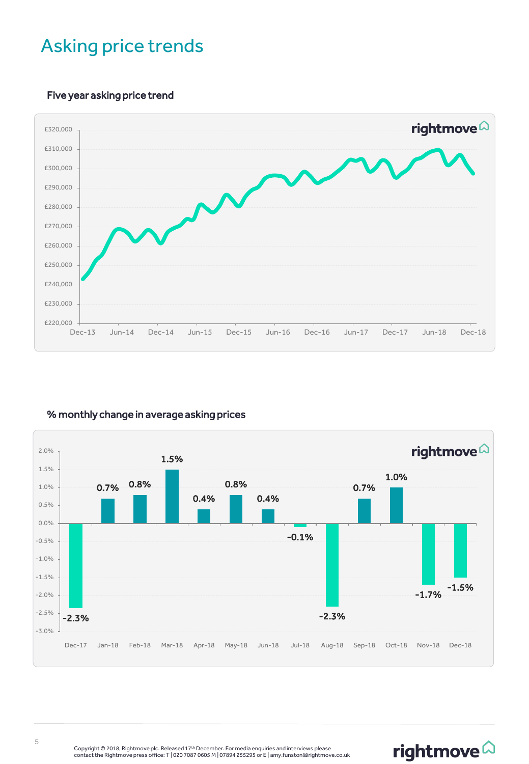# Asking price trends

## Five year asking price trend

## % monthly change in average asking prices

| Month | % change |
|---|---|
| Dec-17 | -2.3% |
| Jan-18 | 0.7% |
| Feb-18 | 0.8% |
| Mar-18 | 1.5% |
| Apr-18 | 0.4% |
| May-18 | 0.8% |
| Jun-18 | 0.4% |
| Jul-18 | -0.1% |
| Aug-18 | -2.3% |
| Sep-18 | 0.7% |
| Oct-18 | 1.0% |
| Nov-18 | -1.7% |
| Dec-18 | -1.5% |

Copyright © 2018, Rightmove plc. Released 17th December. For media enquiries and interviews please contact the Rightmove press office: T | 020 7087 0605 M | 07894 255295 or E | amy.funston@rightmove.co.uk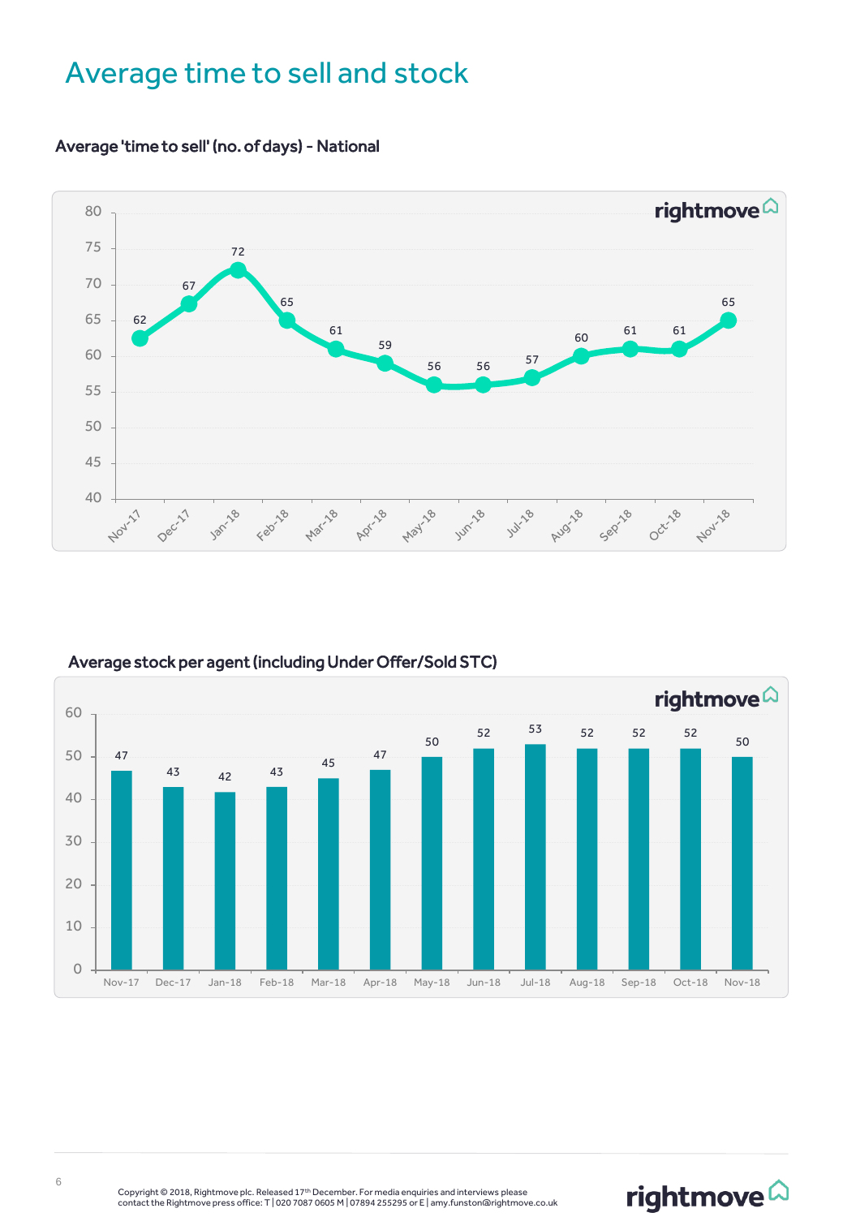# Average time to sell and stock

### Average 'time to sell' (no. of days) - National

| Month | Days |
|---|---|
| Nov-17 | 62 |
| Dec-17 | 67 |
| Jan-18 | 72 |
| Feb-18 | 65 |
| Mar-18 | 61 |
| Apr-18 | 59 |
| May-18 | 56 |
| Jun-18 | 56 |
| Jul-18 | 57 |
| Aug-18 | 60 |
| Sep-18 | 61 |
| Oct-18 | 61 |
| Nov-18 | 65 |

### Average stock per agent (including Under Offer/Sold STC)

| Month | Stock |
|---|---|
| Nov-17 | 47 |
| Dec-17 | 43 |
| Jan-18 | 42 |
| Feb-18 | 43 |
| Mar-18 | 45 |
| Apr-18 | 47 |
| May-18 | 50 |
| Jun-18 | 52 |
| Jul-18 | 53 |
| Aug-18 | 52 |
| Sep-18 | 52 |
| Oct-18 | 52 |
| Nov-18 | 50 |

Copyright © 2018, Rightmove plc. Released 17th December. For media enquiries and interviews please contact the Rightmove press office: T | 020 7087 0605 M | 07894 255295 or E | amy.funston@rightmove.co.uk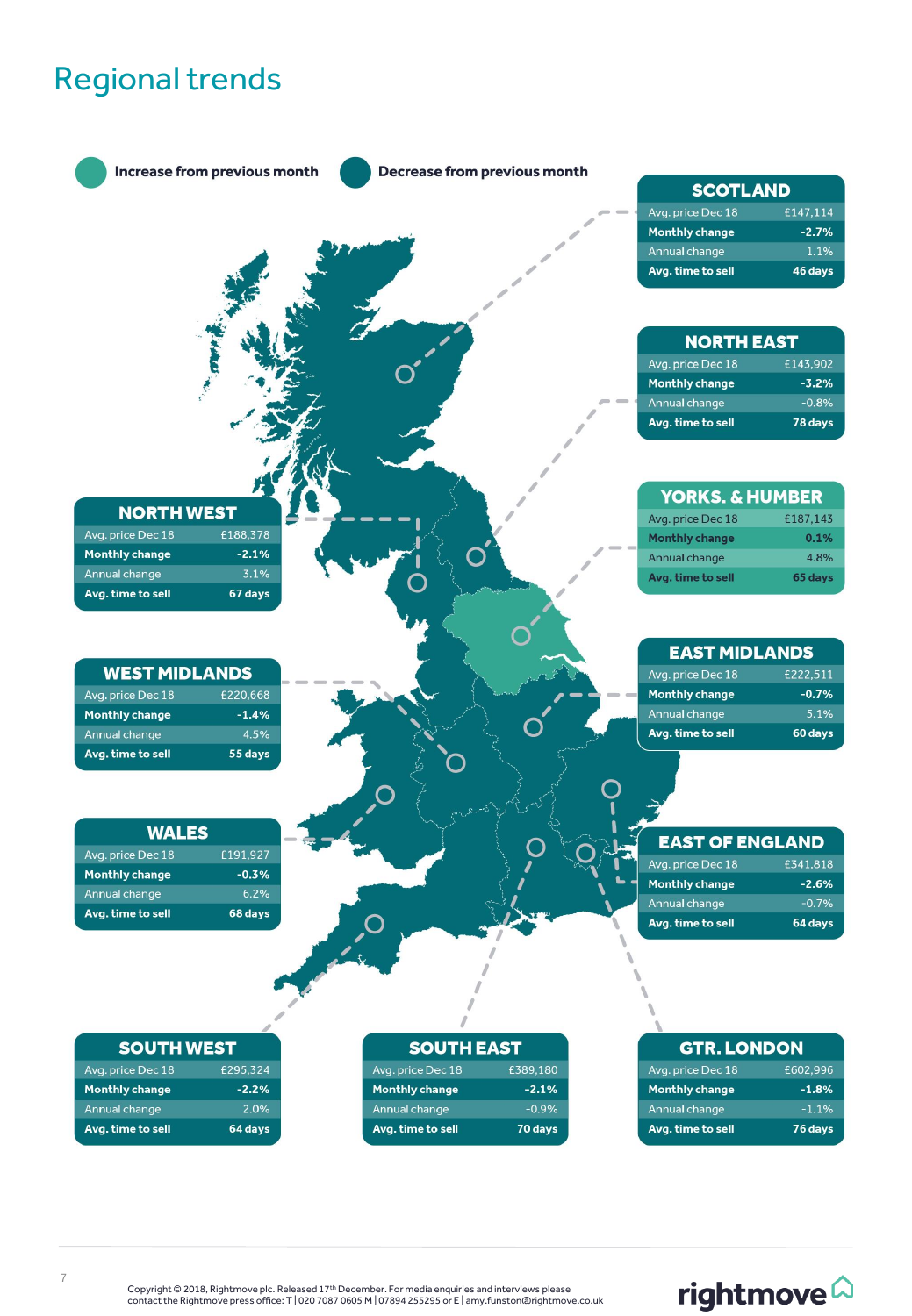# Regional trends

Increase from previous month | Decrease from previous month

## SCOTLAND

| | |
|---|---|
| Avg. price Dec 18 | £147,114 |
| **Monthly change** | **-2.7%** |
| Annual change | 1.1% |
| **Avg. time to sell** | **46 days** |

## NORTH EAST

| | |
|---|---|
| Avg. price Dec 18 | £143,902 |
| **Monthly change** | **-3.2%** |
| Annual change | -0.8% |
| **Avg. time to sell** | **78 days** |

## YORKS. & HUMBER

| | |
|---|---|
| Avg. price Dec 18 | £187,143 |
| **Monthly change** | **0.1%** |
| Annual change | 4.8% |
| **Avg. time to sell** | **65 days** |

## NORTH WEST

| | |
|---|---|
| Avg. price Dec 18 | £188,378 |
| **Monthly change** | **-2.1%** |
| Annual change | 3.1% |
| **Avg. time to sell** | **67 days** |

## EAST MIDLANDS

| | |
|---|---|
| Avg. price Dec 18 | £222,511 |
| **Monthly change** | **-0.7%** |
| Annual change | 5.1% |
| **Avg. time to sell** | **60 days** |

## WEST MIDLANDS

| | |
|---|---|
| Avg. price Dec 18 | £220,668 |
| **Monthly change** | **-1.4%** |
| Annual change | 4.5% |
| **Avg. time to sell** | **55 days** |

## WALES

| | |
|---|---|
| Avg. price Dec 18 | £191,927 |
| **Monthly change** | **-0.3%** |
| Annual change | 6.2% |
| **Avg. time to sell** | **68 days** |

## EAST OF ENGLAND

| | |
|---|---|
| Avg. price Dec 18 | £341,818 |
| **Monthly change** | **-2.6%** |
| Annual change | -0.7% |
| **Avg. time to sell** | **64 days** |

## SOUTH WEST

| | |
|---|---|
| Avg. price Dec 18 | £295,324 |
| **Monthly change** | **-2.2%** |
| Annual change | 2.0% |
| **Avg. time to sell** | **64 days** |

## SOUTH EAST

| | |
|---|---|
| Avg. price Dec 18 | £389,180 |
| **Monthly change** | **-2.1%** |
| Annual change | -0.9% |
| **Avg. time to sell** | **70 days** |

## GTR. LONDON

| | |
|---|---|
| Avg. price Dec 18 | £602,996 |
| **Monthly change** | **-1.8%** |
| Annual change | -1.1% |
| **Avg. time to sell** | **76 days** |

Copyright © 2018, Rightmove plc. Released 17th December. For media enquiries and interviews please contact the Rightmove press office: T | 020 7087 0605 M | 07894 255295 or E | amy.funston@rightmove.co.uk

rightmove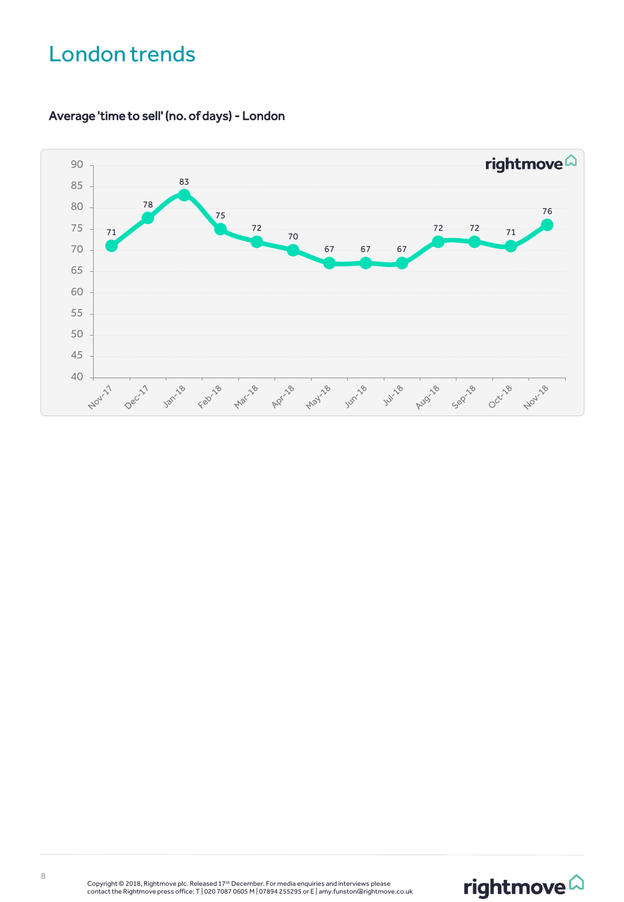# London trends

### Average 'time to sell' (no. of days) - London

| Month | Days |
|---|---|
| Nov-17 | 71 |
| Dec-17 | 78 |
| Jan-18 | 83 |
| Feb-18 | 75 |
| Mar-18 | 72 |
| Apr-18 | 70 |
| May-18 | 67 |
| Jun-18 | 67 |
| Jul-18 | 67 |
| Aug-18 | 72 |
| Sep-18 | 72 |
| Oct-18 | 71 |
| Nov-18 | 76 |

Copyright © 2018, Rightmove plc. Released 17th December. For media enquiries and interviews please contact the Rightmove press office: T | 020 7087 0605 M | 07894 255295 or E | amy.funston@rightmove.co.uk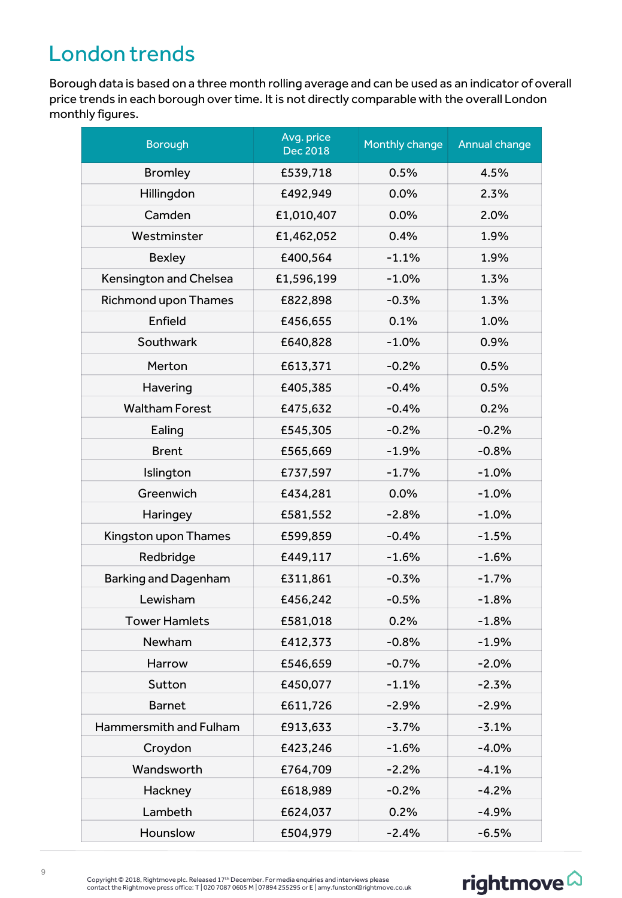# London trends

Borough data is based on a three month rolling average and can be used as an indicator of overall price trends in each borough over time. It is not directly comparable with the overall London monthly figures.

| Borough | Avg. price Dec 2018 | Monthly change | Annual change |
|---|---|---|---|
| Bromley | £539,718 | 0.5% | 4.5% |
| Hillingdon | £492,949 | 0.0% | 2.3% |
| Camden | £1,010,407 | 0.0% | 2.0% |
| Westminster | £1,462,052 | 0.4% | 1.9% |
| Bexley | £400,564 | -1.1% | 1.9% |
| Kensington and Chelsea | £1,596,199 | -1.0% | 1.3% |
| Richmond upon Thames | £822,898 | -0.3% | 1.3% |
| Enfield | £456,655 | 0.1% | 1.0% |
| Southwark | £640,828 | -1.0% | 0.9% |
| Merton | £613,371 | -0.2% | 0.5% |
| Havering | £405,385 | -0.4% | 0.5% |
| Waltham Forest | £475,632 | -0.4% | 0.2% |
| Ealing | £545,305 | -0.2% | -0.2% |
| Brent | £565,669 | -1.9% | -0.8% |
| Islington | £737,597 | -1.7% | -1.0% |
| Greenwich | £434,281 | 0.0% | -1.0% |
| Haringey | £581,552 | -2.8% | -1.0% |
| Kingston upon Thames | £599,859 | -0.4% | -1.5% |
| Redbridge | £449,117 | -1.6% | -1.6% |
| Barking and Dagenham | £311,861 | -0.3% | -1.7% |
| Lewisham | £456,242 | -0.5% | -1.8% |
| Tower Hamlets | £581,018 | 0.2% | -1.8% |
| Newham | £412,373 | -0.8% | -1.9% |
| Harrow | £546,659 | -0.7% | -2.0% |
| Sutton | £450,077 | -1.1% | -2.3% |
| Barnet | £611,726 | -2.9% | -2.9% |
| Hammersmith and Fulham | £913,633 | -3.7% | -3.1% |
| Croydon | £423,246 | -1.6% | -4.0% |
| Wandsworth | £764,709 | -2.2% | -4.1% |
| Hackney | £618,989 | -0.2% | -4.2% |
| Lambeth | £624,037 | 0.2% | -4.9% |
| Hounslow | £504,979 | -2.4% | -6.5% |

Copyright © 2018, Rightmove plc. Released 17th December. For media enquiries and interviews please contact the Rightmove press office: T | 020 7087 0605 M | 07894 255295 or E | amy.funston@rightmove.co.uk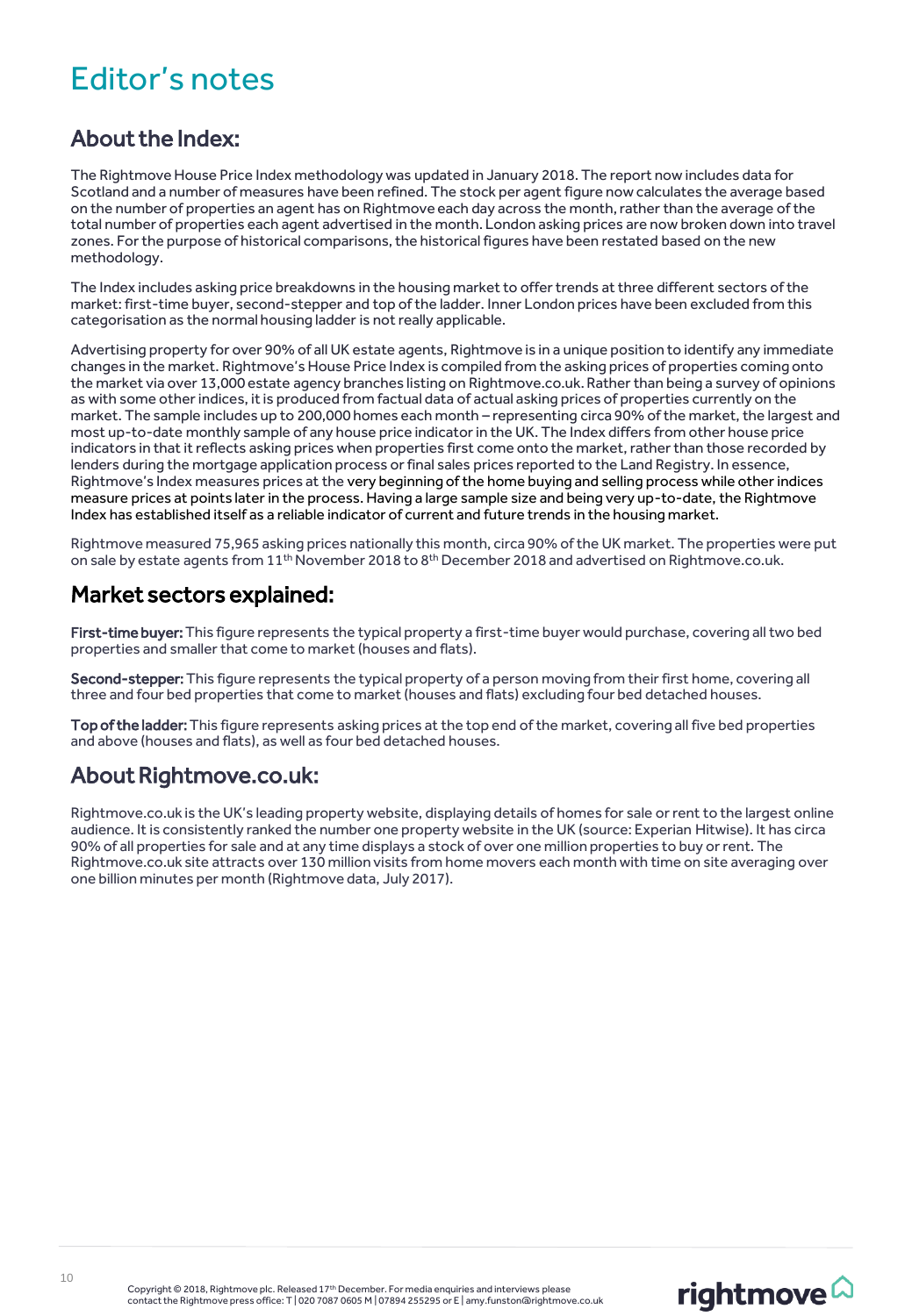# Editor's notes

## About the Index:

The Rightmove House Price Index methodology was updated in January 2018. The report now includes data for Scotland and a number of measures have been refined. The stock per agent figure now calculates the average based on the number of properties an agent has on Rightmove each day across the month, rather than the average of the total number of properties each agent advertised in the month. London asking prices are now broken down into travel zones. For the purpose of historical comparisons, the historical figures have been restated based on the new methodology.

The Index includes asking price breakdowns in the housing market to offer trends at three different sectors of the market: first-time buyer, second-stepper and top of the ladder. Inner London prices have been excluded from this categorisation as the normal housing ladder is not really applicable.

Advertising property for over 90% of all UK estate agents, Rightmove is in a unique position to identify any immediate changes in the market. Rightmove's House Price Index is compiled from the asking prices of properties coming onto the market via over 13,000 estate agency branches listing on Rightmove.co.uk. Rather than being a survey of opinions as with some other indices, it is produced from factual data of actual asking prices of properties currently on the market. The sample includes up to 200,000 homes each month – representing circa 90% of the market, the largest and most up-to-date monthly sample of any house price indicator in the UK. The Index differs from other house price indicators in that it reflects asking prices when properties first come onto the market, rather than those recorded by lenders during the mortgage application process or final sales prices reported to the Land Registry. In essence, Rightmove's Index measures prices at the very beginning of the home buying and selling process while other indices measure prices at points later in the process. Having a large sample size and being very up-to-date, the Rightmove Index has established itself as a reliable indicator of current and future trends in the housing market.

Rightmove measured 75,965 asking prices nationally this month, circa 90% of the UK market. The properties were put on sale by estate agents from 11th November 2018 to 8th December 2018 and advertised on Rightmove.co.uk.

## Market sectors explained:

**First-time buyer:** This figure represents the typical property a first-time buyer would purchase, covering all two bed properties and smaller that come to market (houses and flats).

**Second-stepper:** This figure represents the typical property of a person moving from their first home, covering all three and four bed properties that come to market (houses and flats) excluding four bed detached houses.

**Top of the ladder:** This figure represents asking prices at the top end of the market, covering all five bed properties and above (houses and flats), as well as four bed detached houses.

## About Rightmove.co.uk:

Rightmove.co.uk is the UK's leading property website, displaying details of homes for sale or rent to the largest online audience. It is consistently ranked the number one property website in the UK (source: Experian Hitwise). It has circa 90% of all properties for sale and at any time displays a stock of over one million properties to buy or rent. The Rightmove.co.uk site attracts over 130 million visits from home movers each month with time on site averaging over one billion minutes per month (Rightmove data, July 2017).

Copyright © 2018, Rightmove plc. Released 17th December. For media enquiries and interviews please contact the Rightmove press office: T | 020 7087 0605 M | 07894 255295 or E | amy.funston@rightmove.co.uk